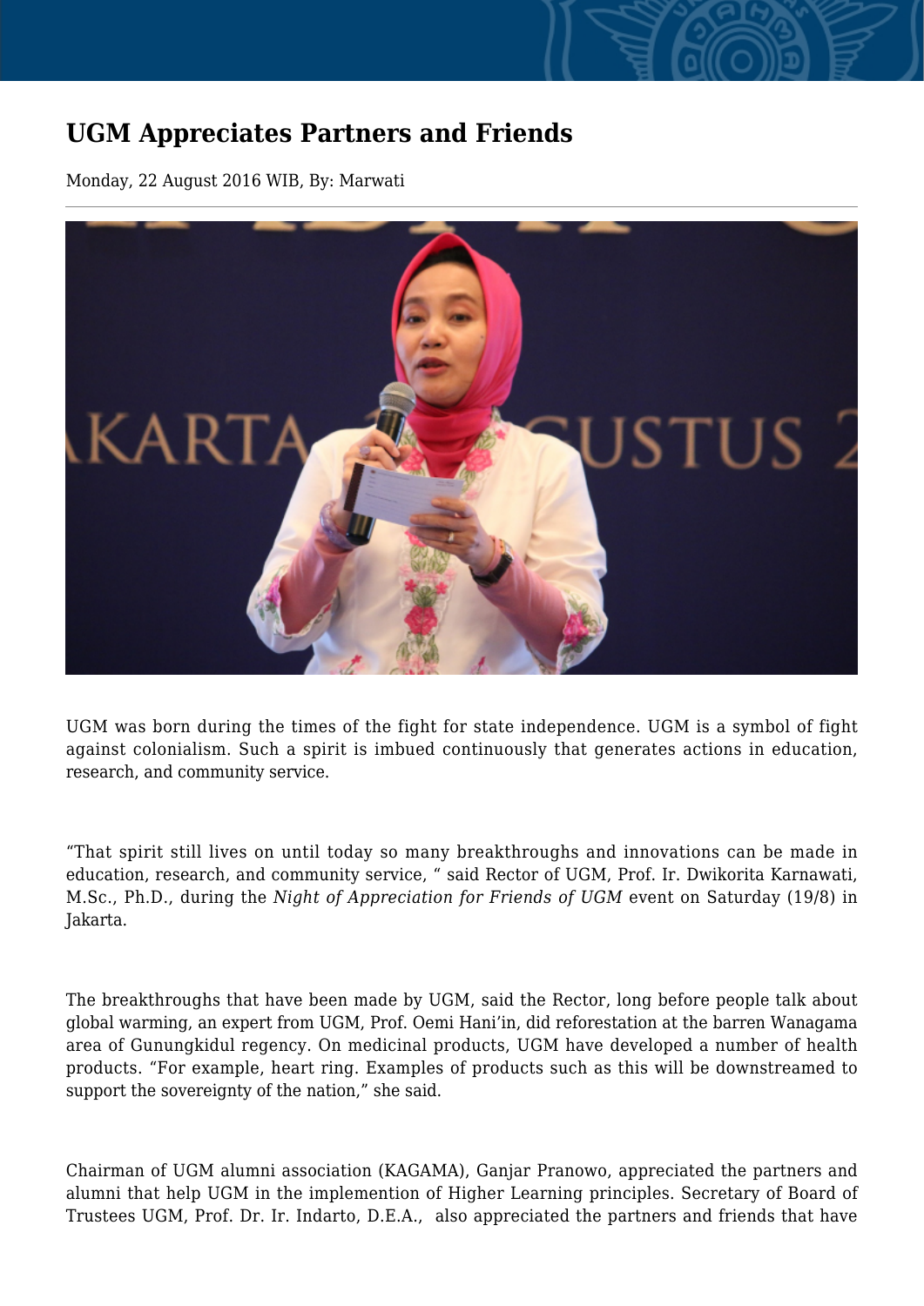# UGM Appreciates Partners and Friends

Monday, 22 August 2016 WIB, By: Marwati

---

UGM was born during the times of the fight for state independence. UGM is a symbol of fight against colonialism. Such a spirit is imbued continuously that generates actions in education, research, and community service.

"That spirit still lives on until today so many breakthroughs and innovations can be made in education, research, and community service, " said Rector of UGM, Prof. Ir. Dwikorita Karnawati, M.Sc., Ph.D., during the *Night of Appreciation for Friends of UGM* event on Saturday (19/8) in Jakarta.

The breakthroughs that have been made by UGM, said the Rector, long before people talk about global warming, an expert from UGM, Prof. Oemi Hani'in, did reforestation at the barren Wanagama area of Gunungkidul regency. On medicinal products, UGM have developed a number of health products. "For example, heart ring. Examples of products such as this will be downstreamed to support the sovereignty of the nation," she said.

Chairman of UGM alumni association (KAGAMA), Ganjar Pranowo, appreciated the partners and alumni that help UGM in the implemention of Higher Learning principles. Secretary of Board of Trustees UGM, Prof. Dr. Ir. Indarto, D.E.A., also appreciated the partners and friends that have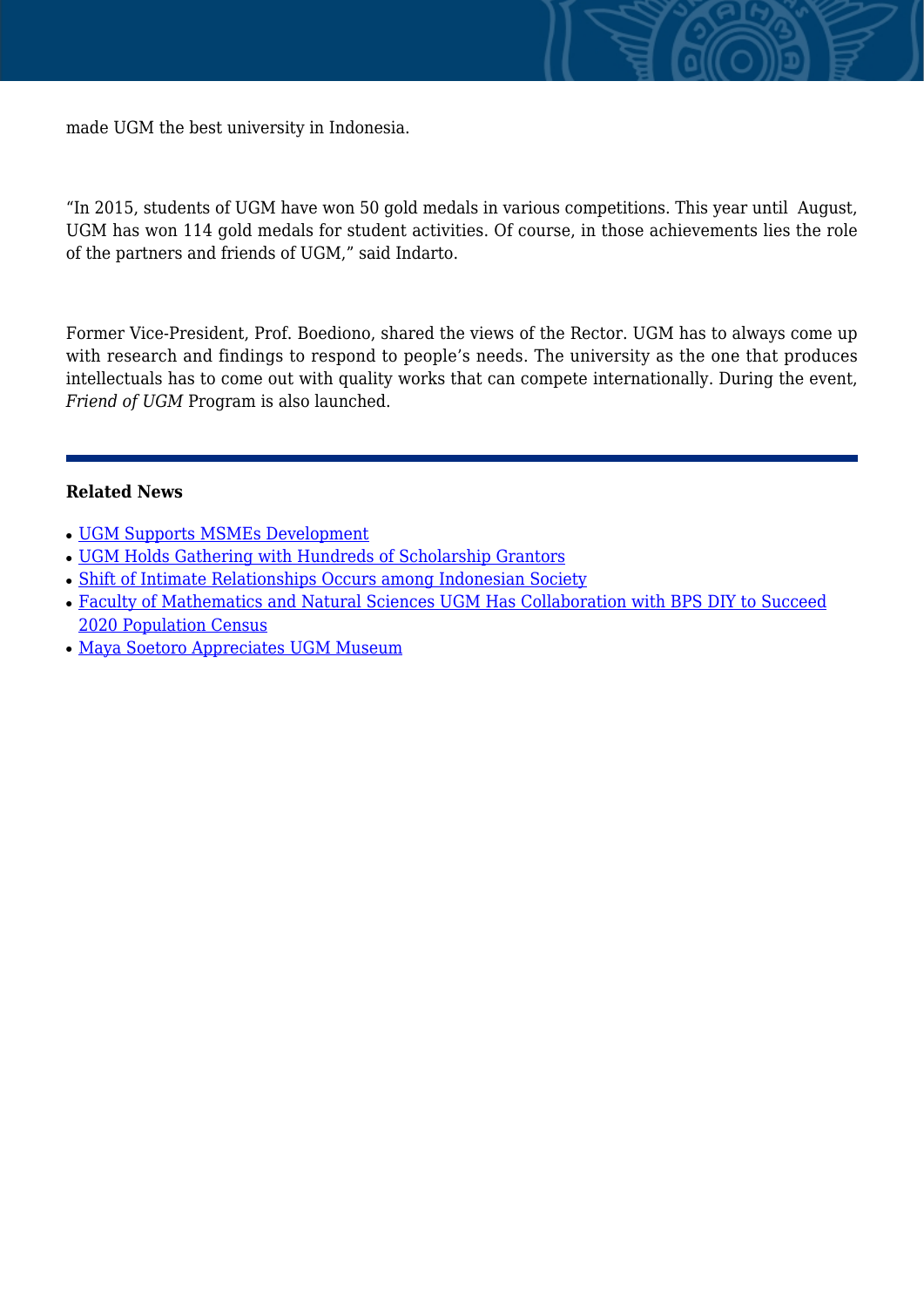made UGM the best university in Indonesia.

"In 2015, students of UGM have won 50 gold medals in various competitions. This year until August, UGM has won 114 gold medals for student activities. Of course, in those achievements lies the role of the partners and friends of UGM," said Indarto.

Former Vice-President, Prof. Boediono, shared the views of the Rector. UGM has to always come up with research and findings to respond to people's needs. The university as the one that produces intellectuals has to come out with quality works that can compete internationally. During the event, *Friend of UGM* Program is also launched.

---

**Related News**

- UGM Supports MSMEs Development
- UGM Holds Gathering with Hundreds of Scholarship Grantors
- Shift of Intimate Relationships Occurs among Indonesian Society
- Faculty of Mathematics and Natural Sciences UGM Has Collaboration with BPS DIY to Succeed 2020 Population Census
- Maya Soetoro Appreciates UGM Museum